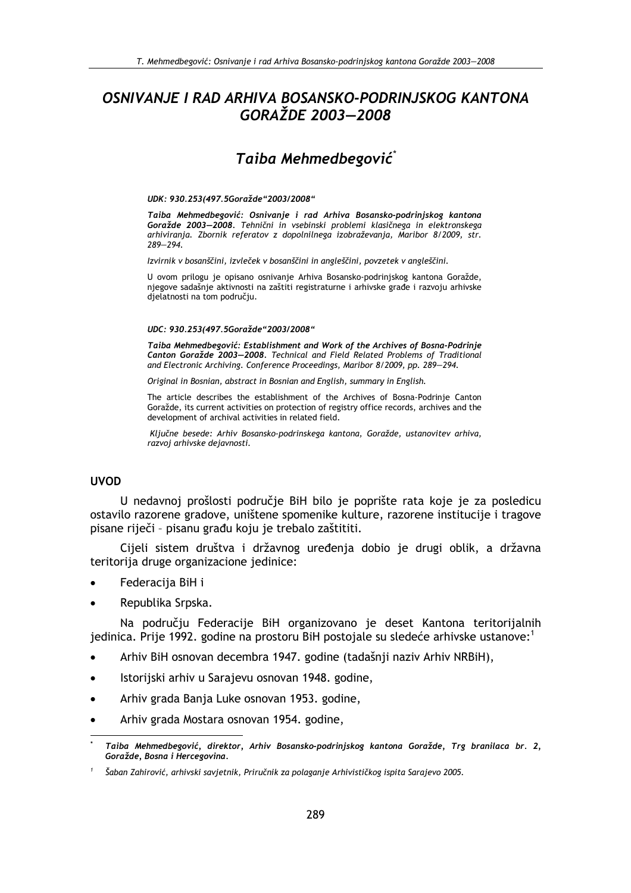# OSNIVANJE I RAD ARHIVA BOSANSKO-PODRINJSKOG KANTONA GORAŽDE 2003—2008

## Taiba Mehmedbegović*

*UDK: 930.253(497.5Goražde"2003/2008"*

***Taiba Mehmedbegović: Osnivanje i rad Arhiva Bosansko-podrinjskog kantona Goražde 2003—2008**. Tehnični in vsebinski problemi klasičnega in elektronskega arhiviranja. Zbornik referatov z dopolnilnega izobraževanja, Maribor 8/2009, str. 289—294.*

*Izvirnik v bosanščini, izvleček v bosanščini in angleščini, povzetek v angleščini.*

*U ovom prilogu je opisano osnivanje Arhiva Bosansko-podrinjskog kantona Goražde, njegove sadašnje aktivnosti na zaštiti registraturne i arhivske građe i razvoju arhivske djelatnosti na tom području.*

*UDC: 930.253(497.5Goražde"2003/2008"*

***Taiba Mehmedbegović: Establishment and Work of the Archives of Bosna-Podrinje Canton Goražde 2003—2008**. Technical and Field Related Problems of Traditional and Electronic Archiving. Conference Proceedings, Maribor 8/2009, pp. 289—294.*

*Original in Bosnian, abstract in Bosnian and English, summary in English.*

*The article describes the establishment of the Archives of Bosna-Podrinje Canton Goražde, its current activities on protection of registry office records, archives and the development of archival activities in related field.*

*Ključne besede: Arhiv Bosansko-podrinskega kantona, Goražde, ustanovitev arhiva, razvoj arhivske dejavnosti.*

### UVOD

U nedavnoj prošlosti područje BiH bilo je poprište rata koje je za posledicu ostavilo razorene gradove, uništene spomenike kulture, razorene institucije i tragove pisane riječi – pisanu građu koju je trebalo zaštititi.

Cijeli sistem društva i državnog uređenja dobio je drugi oblik, a državna teritorija druge organizacione jedinice:

- Federacija BiH i
- Republika Srpska.

Na području Federacije BiH organizovano je deset Kantona teritorijalnih jedinica. Prije 1992. godine na prostoru BiH postojale su sledeće arhivske ustanove:[1]

- Arhiv BiH osnovan decembra 1947. godine (tadašnji naziv Arhiv NRBiH),
- Istorijski arhiv u Sarajevu osnovan 1948. godine,
- Arhiv grada Banja Luke osnovan 1953. godine,
- Arhiv grada Mostara osnovan 1954. godine,

---

\* ***Taiba Mehmedbegović, direktor, Arhiv Bosansko-podrinjskog kantona Goražde, Trg branilaca br. 2, Goražde, Bosna i Hercegovina.***

[1] *Šaban Zahirović, arhivski savjetnik, Priručnik za polaganje Arhivističkog ispita Sarajevo 2005.*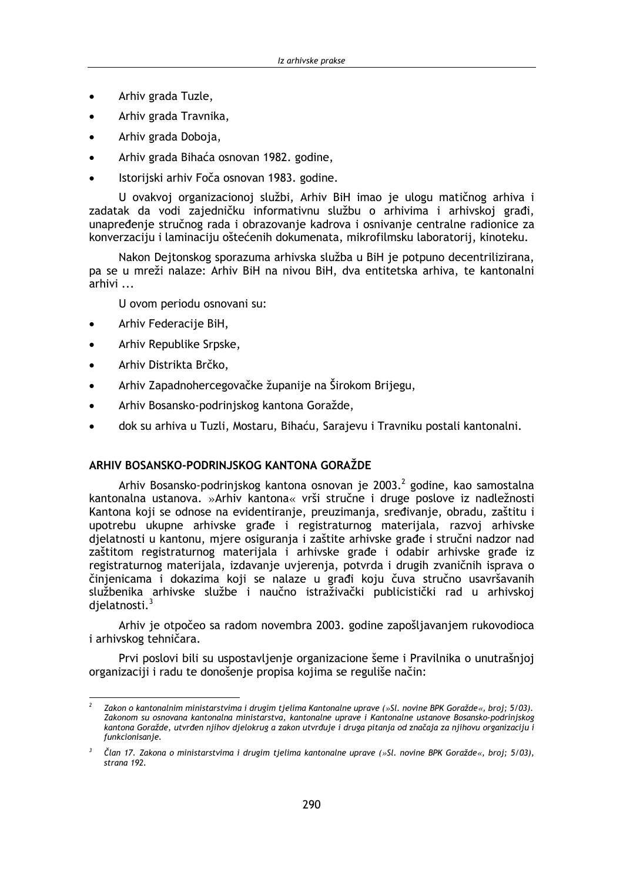- Arhiv grada Tuzle,
- Arhiv grada Travnika,
- Arhiv grada Doboja,
- Arhiv grada Bihaća osnovan 1982. godine,
- Istorijski arhiv Foča osnovan 1983. godine.

U ovakvoj organizacionoj službi, Arhiv BiH imao je ulogu matičnog arhiva i zadatak da vodi zajedničku informativnu službu o arhivima i arhivskoj građi, unapređenje stručnog rada i obrazovanje kadrova i osnivanje centralne radionice za konverzaciju i laminaciju oštećenih dokumenata, mikrofilmsku laboratorij, kinoteku.

Nakon Dejtonskog sporazuma arhivska služba u BiH je potpuno decentrilizirana, pa se u mreži nalaze: Arhiv BiH na nivou BiH, dva entitetska arhiva, te kantonalni arhivi ...

U ovom periodu osnovani su:

- Arhiv Federacije BiH,
- Arhiv Republike Srpske,
- Arhiv Distrikta Brčko,
- Arhiv Zapadnohercegovačke županije na Širokom Brijegu,
- Arhiv Bosansko-podrinjskog kantona Goražde,
- dok su arhiva u Tuzli, Mostaru, Bihaću, Sarajevu i Travniku postali kantonalni.

## ARHIV BOSANSKO-PODRINJSKOG KANTONA GORAŽDE

Arhiv Bosansko-podrinjskog kantona osnovan je 2003.[2] godine, kao samostalna kantonalna ustanova. »Arhiv kantona« vrši stručne i druge poslove iz nadležnosti Kantona koji se odnose na evidentiranje, preuzimanja, sređivanje, obradu, zaštitu i upotrebu ukupne arhivske građe i registraturnog materijala, razvoj arhivske djelatnosti u kantonu, mjere osiguranja i zaštite arhivske građe i stručni nadzor nad zaštitom registraturnog materijala i arhivske građe i odabir arhivske građe iz registraturnog materijala, izdavanje uvjerenja, potvrda i drugih zvaničnih isprava o činjenicama i dokazima koji se nalaze u građi koju čuva stručno usavršavanih službenika arhivske službe i naučno istraživački publicistički rad u arhivskoj djelatnosti.[3]

Arhiv je otpočeo sa radom novembra 2003. godine zapošljavanjem rukovodioca i arhivskog tehničara.

Prvi poslovi bili su uspostavljenje organizacione šeme i Pravilnika o unutrašnjoj organizaciji i radu te donošenje propisa kojima se reguliše način:

---

[2] *Zakon o kantonalnim ministarstvima i drugim tjelima Kantonalne uprave (»Sl. novine BPK Goražde«, broj; 5/03). Zakonom su osnovana kantonalna ministarstva, kantonalne uprave i Kantonalne ustanove Bosansko-podrinjskog kantona Goražde, utvrđen njihov djelokrug a zakon utvrđuje i druga pitanja od značaja za njihovu organizaciju i funkcionisanje.*

[3] *Član 17. Zakona o ministarstvima i drugim tjelima kantonalne uprave (»Sl. novine BPK Goražde«, broj; 5/03), strana 192.*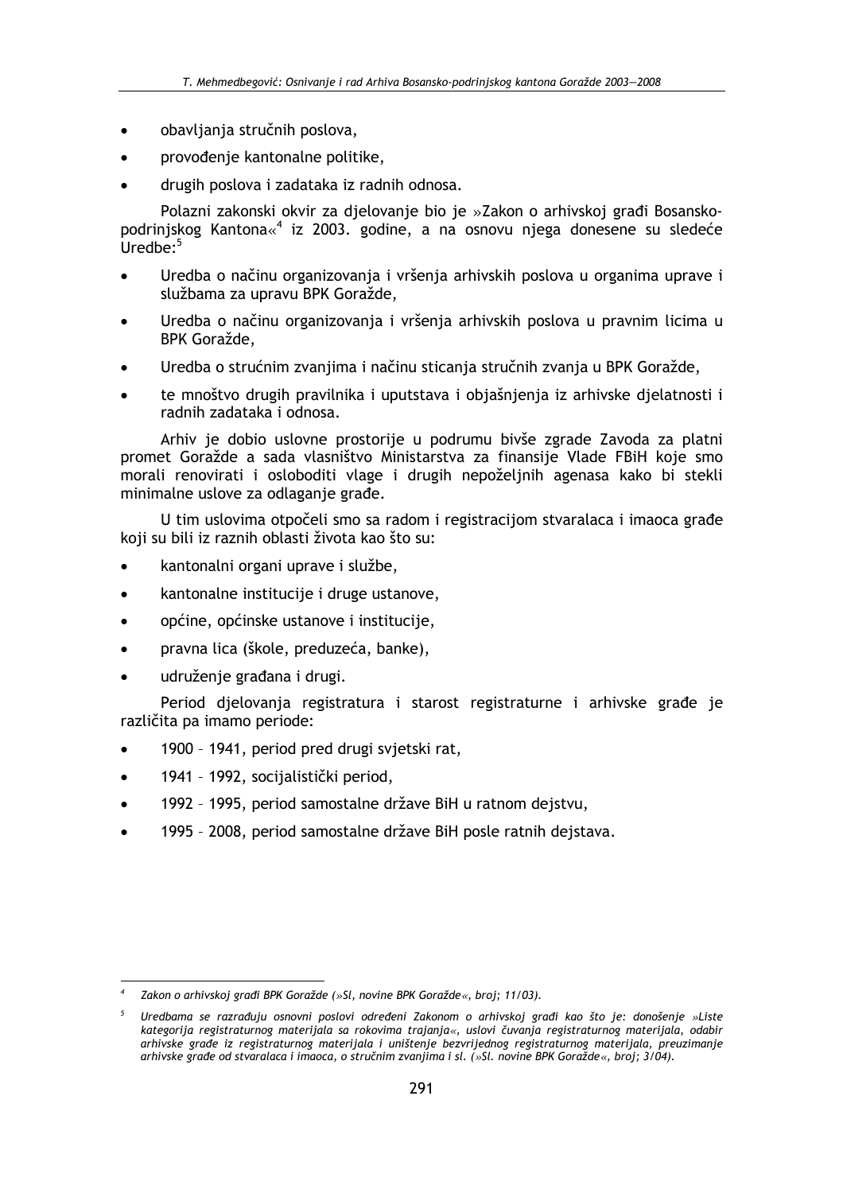- obavljanja stručnih poslova,
- provođenje kantonalne politike,
- drugih poslova i zadataka iz radnih odnosa.

Polazni zakonski okvir za djelovanje bio je »Zakon o arhivskoj građi Bosansko-podrinjskog Kantona«[4] iz 2003. godine, a na osnovu njega donesene su sledeće Uredbe:[5]

- Uredba o načinu organizovanja i vršenja arhivskih poslova u organima uprave i službama za upravu BPK Goražde,
- Uredba o načinu organizovanja i vršenja arhivskih poslova u pravnim licima u BPK Goražde,
- Uredba o stručnim zvanjima i načinu sticanja stručnih zvanja u BPK Goražde,
- te mnoštvo drugih pravilnika i uputstava i objašnjenja iz arhivske djelatnosti i radnih zadataka i odnosa.

Arhiv je dobio uslovne prostorije u podrumu bivše zgrade Zavoda za platni promet Goražde a sada vlasništvo Ministarstva za finansije Vlade FBiH koje smo morali renovirati i osloboditi vlage i drugih nepoželjnih agenasa kako bi stekli minimalne uslove za odlaganje građe.

U tim uslovima otpočeli smo sa radom i registracijom stvaralaca i imaoca građe koji su bili iz raznih oblasti života kao što su:

- kantonalni organi uprave i službe,
- kantonalne institucije i druge ustanove,
- općine, općinske ustanove i institucije,
- pravna lica (škole, preduzeća, banke),
- udruženje građana i drugi.

Period djelovanja registratura i starost registraturne i arhivske građe je različita pa imamo periode:

- 1900 – 1941, period pred drugi svjetski rat,
- 1941 – 1992, socijalistički period,
- 1992 – 1995, period samostalne države BiH u ratnom dejstvu,
- 1995 – 2008, period samostalne države BiH posle ratnih dejstava.

---

[4] *Zakon o arhivskoj građi BPK Goražde (»Sl, novine BPK Goražde«, broj; 11/03).*

[5] *Uredbama se razrađuju osnovni poslovi određeni Zakonom o arhivskoj građi kao što je: donošenje »Liste kategorija registraturnog materijala sa rokovima trajanja«, uslovi čuvanja registraturnog materijala, odabir arhivske građe iz registraturnog materijala i uništenje bezvrijednog registraturnog materijala, preuzimanje arhivske građe od stvaralaca i imaoca, o stručnim zvanjima i sl. (»Sl. novine BPK Goražde«, broj; 3/04).*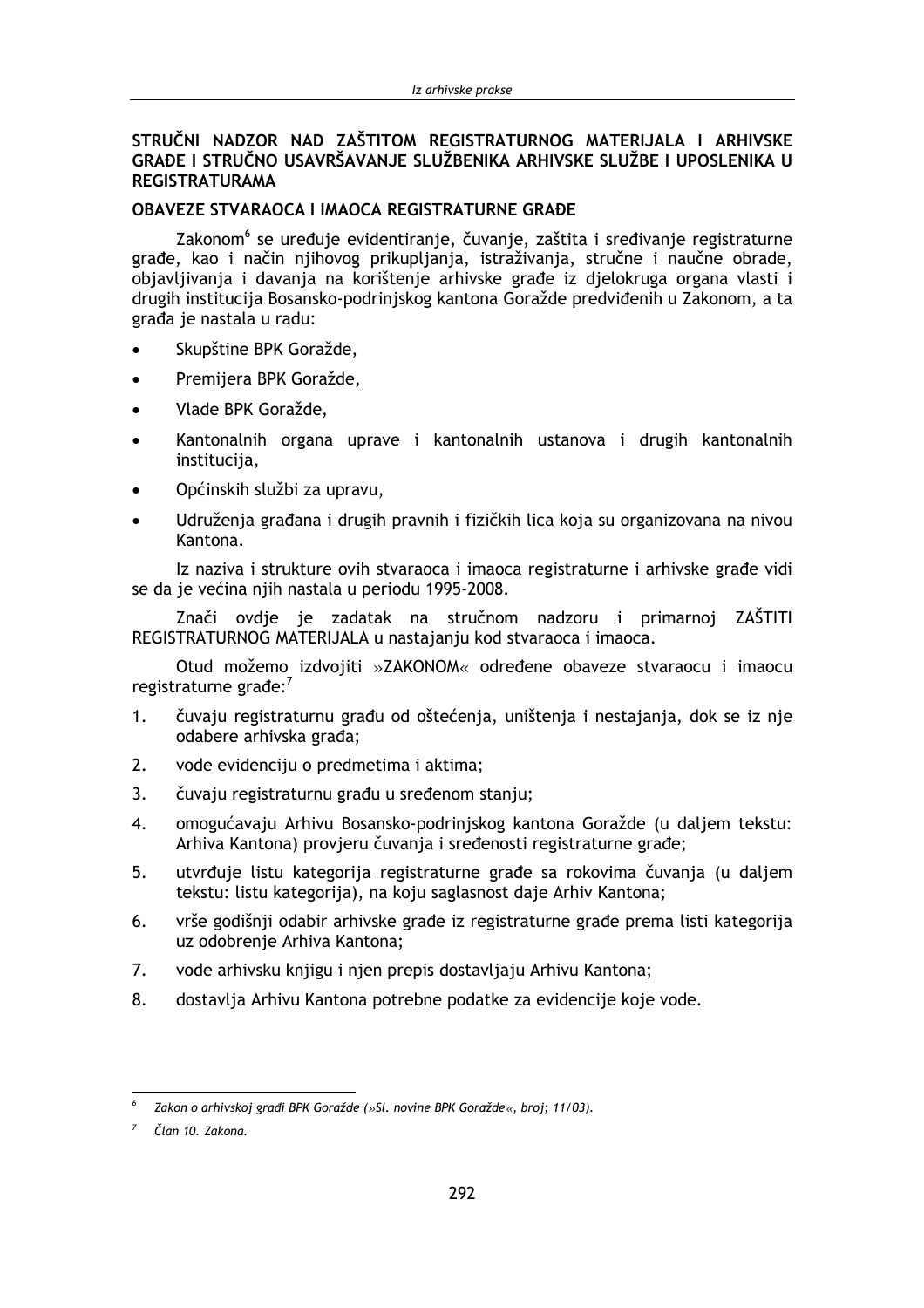## STRUČNI NADZOR NAD ZAŠTITOM REGISTRATURNOG MATERIJALA I ARHIVSKE GRAĐE I STRUČNO USAVRŠAVANJE SLUŽBENIKA ARHIVSKE SLUŽBE I UPOSLENIKA U REGISTRATURAMA

### OBAVEZE STVARAOCA I IMAOCA REGISTRATURNE GRAĐE

Zakonom[6] se uređuje evidentiranje, čuvanje, zaštita i sređivanje registraturne građe, kao i način njihovog prikupljanja, istraživanja, stručne i naučne obrade, objavljivanja i davanja na korištenje arhivske građe iz djelokruga organa vlasti i drugih institucija Bosansko-podrinjskog kantona Goražde predviđenih u Zakonom, a ta građa je nastala u radu:

- Skupštine BPK Goražde,
- Premijera BPK Goražde,
- Vlade BPK Goražde,
- Kantonalnih organa uprave i kantonalnih ustanova i drugih kantonalnih institucija,
- Općinskih službi za upravu,
- Udruženja građana i drugih pravnih i fizičkih lica koja su organizovana na nivou Kantona.

Iz naziva i strukture ovih stvaraoca i imaoca registraturne i arhivske građe vidi se da je većina njih nastala u periodu 1995-2008.

Znači ovdje je zadatak na stručnom nadzoru i primarnoj ZAŠTITI REGISTRATURNOG MATERIJALA u nastajanju kod stvaraoca i imaoca.

Otud možemo izdvojiti »ZAKONOM« određene obaveze stvaraocu i imaocu registraturne građe:[7]

1. čuvaju registraturnu građu od oštećenja, uništenja i nestajanja, dok se iz nje odabere arhivska građa;
2. vode evidenciju o predmetima i aktima;
3. čuvaju registraturnu građu u sređenom stanju;
4. omogućavaju Arhivu Bosansko-podrinjskog kantona Goražde (u daljem tekstu: Arhiva Kantona) provjeru čuvanja i sređenosti registraturne građe;
5. utvrđuje listu kategorija registraturne građe sa rokovima čuvanja (u daljem tekstu: listu kategorija), na koju saglasnost daje Arhiv Kantona;
6. vrše godišnji odabir arhivske građe iz registraturne građe prema listi kategorija uz odobrenje Arhiva Kantona;
7. vode arhivsku knjigu i njen prepis dostavljaju Arhivu Kantona;
8. dostavlja Arhivu Kantona potrebne podatke za evidencije koje vode.

---

[6] *Zakon o arhivskoj građi BPK Goražde (»Sl. novine BPK Goražde«, broj; 11/03).*

[7] *Član 10. Zakona.*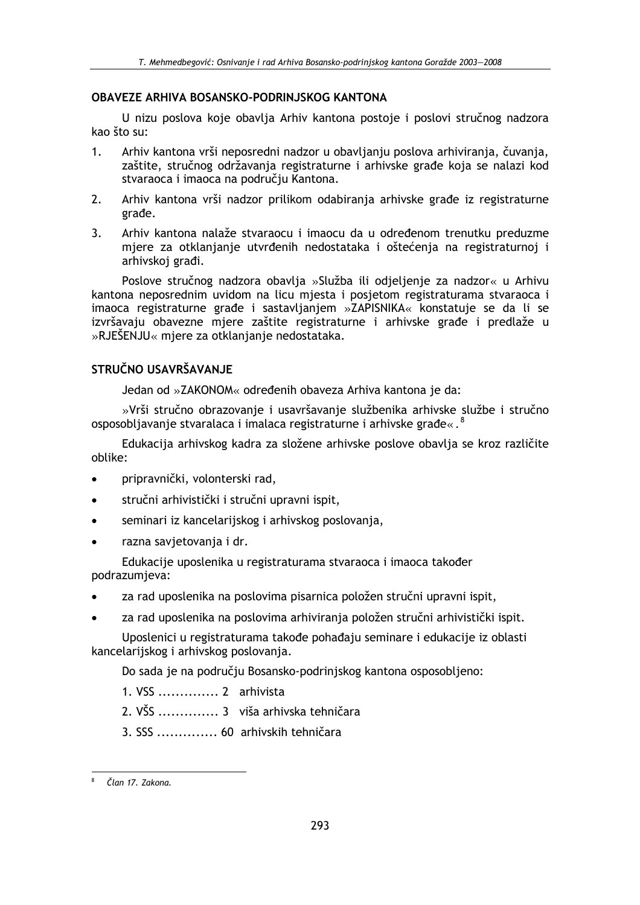## OBAVEZE ARHIVA BOSANSKO-PODRINJSKOG KANTONA

U nizu poslova koje obavlja Arhiv kantona postoje i poslovi stručnog nadzora kao što su:

1. Arhiv kantona vrši neposredni nadzor u obavljanju poslova arhiviranja, čuvanja, zaštite, stručnog održavanja registraturne i arhivske građe koja se nalazi kod stvaraoca i imaoca na području Kantona.
2. Arhiv kantona vrši nadzor prilikom odabiranja arhivske građe iz registraturne građe.
3. Arhiv kantona nalaže stvaraocu i imaocu da u određenom trenutku preduzme mjere za otklanjanje utvrđenih nedostataka i oštećenja na registraturnoj i arhivskoj građi.

Poslove stručnog nadzora obavlja »Služba ili odjeljenje za nadzor« u Arhivu kantona neposrednim uvidom na licu mjesta i posjetom registraturama stvaraoca i imaoca registraturne građe i sastavljanjem »ZAPISNIKA« konstatuje se da li se izvršavaju obavezne mjere zaštite registraturne i arhivske građe i predlaže u »RJEŠENJU« mjere za otklanjanje nedostataka.

## STRUČNO USAVRŠAVANJE

Jedan od »ZAKONOM« određenih obaveza Arhiva kantona je da:

»Vrši stručno obrazovanje i usavršavanje službenika arhivske službe i stručno osposobljavanje stvaralaca i imalaca registraturne i arhivske građe«.[8]

Edukacija arhivskog kadra za složene arhivske poslove obavlja se kroz različite oblike:

- pripravnički, volonterski rad,
- stručni arhivistički i stručni upravni ispit,
- seminari iz kancelarijskog i arhivskog poslovanja,
- razna savjetovanja i dr.

Edukacije uposlenika u registraturama stvaraoca i imaoca također podrazumjeva:

- za rad uposlenika na poslovima pisarnica položen stručni upravni ispit,
- za rad uposlenika na poslovima arhiviranja položen stručni arhivistički ispit.

Uposlenici u registraturama također pohađaju seminare i edukacije iz oblasti kancelarijskog i arhivskog poslovanja.

Do sada je na području Bosansko-podrinjskog kantona osposobljeno:

1. VSS .............. 2 arhivista
2. VŠS .............. 3 viša arhivska tehničara
3. SSS .............. 60 arhivskih tehničara

---

[8] *Član 17. Zakona.*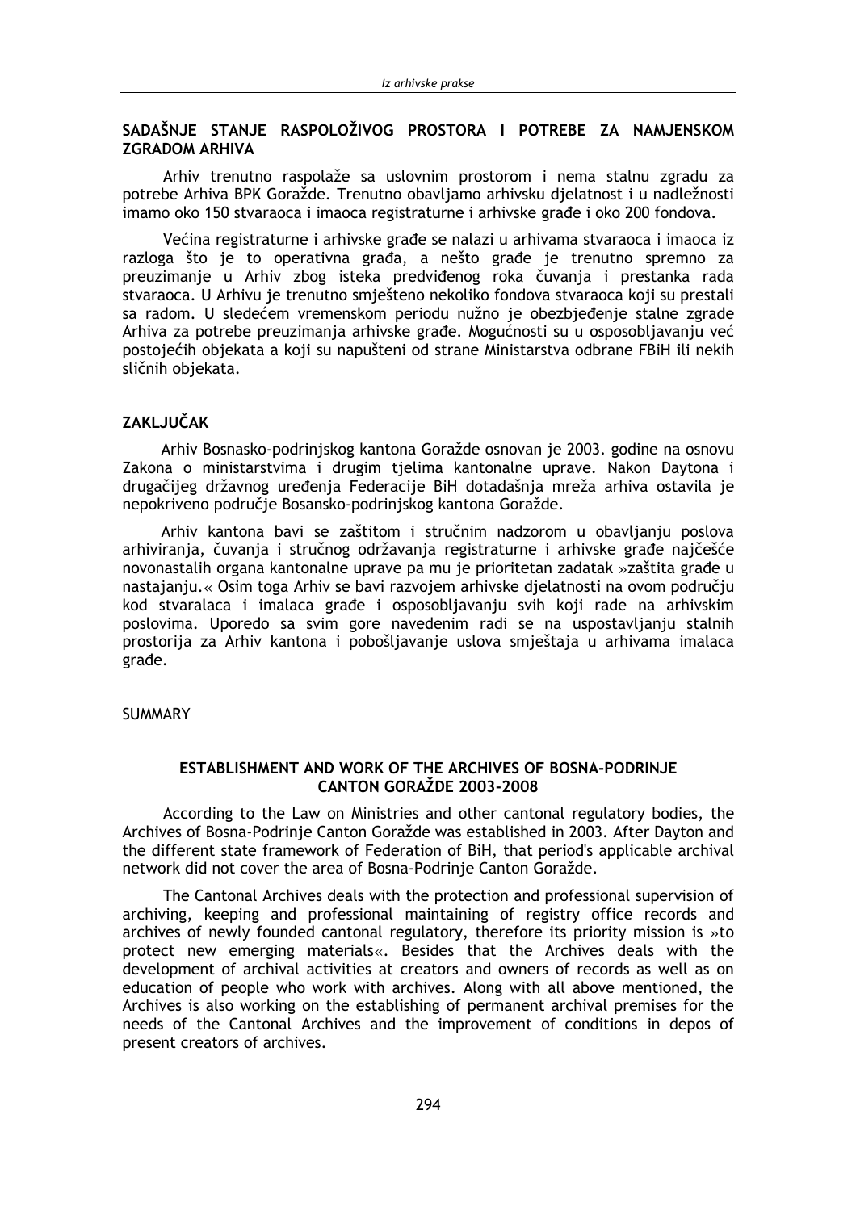## SADAŠNJE STANJE RASPOLOŽIVOG PROSTORA I POTREBE ZA NAMJENSKOM ZGRADOM ARHIVA

Arhiv trenutno raspolaže sa uslovnim prostorom i nema stalnu zgradu za potrebe Arhiva BPK Goražde. Trenutno obavljamo arhivsku djelatnost i u nadležnosti imamo oko 150 stvaraoca i imaoca registraturne i arhivske građe i oko 200 fondova.

Većina registraturne i arhivske građe se nalazi u arhivama stvaraoca i imaoca iz razloga što je to operativna građa, a nešto građe je trenutno spremno za preuzimanje u Arhiv zbog isteka predviđenog roka čuvanja i prestanka rada stvaraoca. U Arhivu je trenutno smješteno nekoliko fondova stvaraoca koji su prestali sa radom. U sledećem vremenskom periodu nužno je obezbjeđenje stalne zgrade Arhiva za potrebe preuzimanja arhivske građe. Mogućnosti su u osposobljavanju već postojećih objekata a koji su napušteni od strane Ministarstva odbrane FBiH ili nekih sličnih objekata.

## ZAKLJUČAK

Arhiv Bosansko-podrinjskog kantona Goražde osnovan je 2003. godine na osnovu Zakona o ministarstvima i drugim tjelima kantonalne uprave. Nakon Daytona i drugačijeg državnog uređenja Federacije BiH dotadašnja mreža arhiva ostavila je nepokriveno područje Bosansko-podrinjskog kantona Goražde.

Arhiv kantona bavi se zaštitom i stručnim nadzorom u obavljanju poslova arhiviranja, čuvanja i stručnog održavanja registraturne i arhivske građe najčešće novonastalih organa kantonalne uprave pa mu je prioritetan zadatak »zaštita građe u nastajanju.« Osim toga Arhiv se bavi razvojem arhivske djelatnosti na ovom području kod stvaralaca i imalaca građe i osposobljavanju svih koji rade na arhivskim poslovima. Uporedo sa svim gore navedenim radi se na uspostavljanju stalnih prostorija za Arhiv kantona i pobošljavanje uslova smještaja u arhivama imalaca građe.

SUMMARY

### ESTABLISHMENT AND WORK OF THE ARCHIVES OF BOSNA-PODRINJE CANTON GORAŽDE 2003-2008

According to the Law on Ministries and other cantonal regulatory bodies, the Archives of Bosna-Podrinje Canton Goražde was established in 2003. After Dayton and the different state framework of Federation of BiH, that period's applicable archival network did not cover the area of Bosna-Podrinje Canton Goražde.

The Cantonal Archives deals with the protection and professional supervision of archiving, keeping and professional maintaining of registry office records and archives of newly founded cantonal regulatory, therefore its priority mission is »to protect new emerging materials«. Besides that the Archives deals with the development of archival activities at creators and owners of records as well as on education of people who work with archives. Along with all above mentioned, the Archives is also working on the establishing of permanent archival premises for the needs of the Cantonal Archives and the improvement of conditions in depos of present creators of archives.